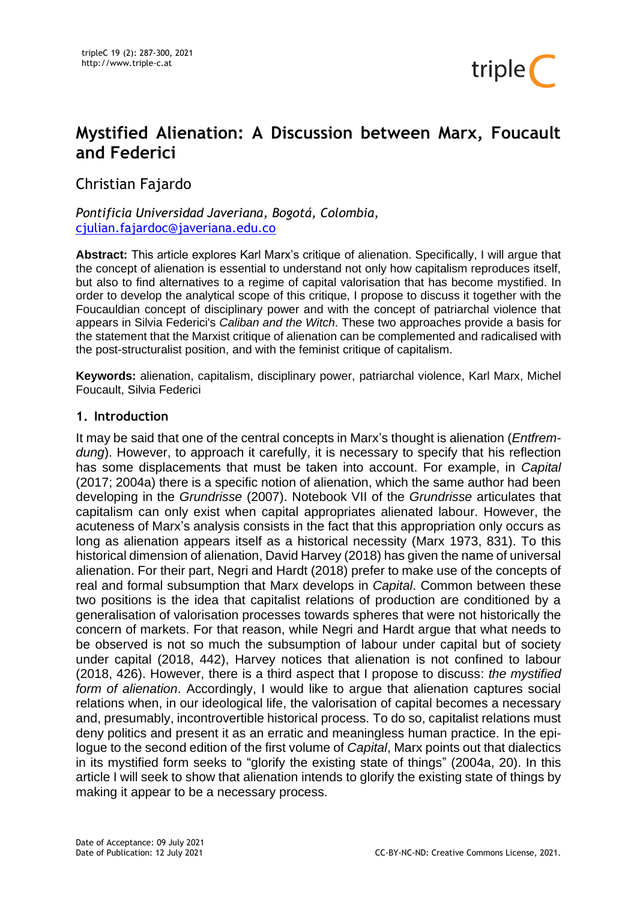# Mystified Alienation: A Discussion between Marx, Foucault and Federici

Christian Fajardo

*Pontificia Universidad Javeriana, Bogotá, Colombia,*
cjulian.fajardoc@javeriana.edu.co

**Abstract:** This article explores Karl Marx's critique of alienation. Specifically, I will argue that the concept of alienation is essential to understand not only how capitalism reproduces itself, but also to find alternatives to a regime of capital valorisation that has become mystified. In order to develop the analytical scope of this critique, I propose to discuss it together with the Foucauldian concept of disciplinary power and with the concept of patriarchal violence that appears in Silvia Federici's *Caliban and the Witch*. These two approaches provide a basis for the statement that the Marxist critique of alienation can be complemented and radicalised with the post-structuralist position, and with the feminist critique of capitalism.

**Keywords:** alienation, capitalism, disciplinary power, patriarchal violence, Karl Marx, Michel Foucault, Silvia Federici

## 1. Introduction

It may be said that one of the central concepts in Marx's thought is alienation (*Entfremdung*). However, to approach it carefully, it is necessary to specify that his reflection has some displacements that must be taken into account. For example, in *Capital* (2017; 2004a) there is a specific notion of alienation, which the same author had been developing in the *Grundrisse* (2007). Notebook VII of the *Grundrisse* articulates that capitalism can only exist when capital appropriates alienated labour. However, the acuteness of Marx's analysis consists in the fact that this appropriation only occurs as long as alienation appears itself as a historical necessity (Marx 1973, 831). To this historical dimension of alienation, David Harvey (2018) has given the name of universal alienation. For their part, Negri and Hardt (2018) prefer to make use of the concepts of real and formal subsumption that Marx develops in *Capital*. Common between these two positions is the idea that capitalist relations of production are conditioned by a generalisation of valorisation processes towards spheres that were not historically the concern of markets. For that reason, while Negri and Hardt argue that what needs to be observed is not so much the subsumption of labour under capital but of society under capital (2018, 442), Harvey notices that alienation is not confined to labour (2018, 426). However, there is a third aspect that I propose to discuss: *the mystified form of alienation*. Accordingly, I would like to argue that alienation captures social relations when, in our ideological life, the valorisation of capital becomes a necessary and, presumably, incontrovertible historical process. To do so, capitalist relations must deny politics and present it as an erratic and meaningless human practice. In the epilogue to the second edition of the first volume of *Capital*, Marx points out that dialectics in its mystified form seeks to "glorify the existing state of things" (2004a, 20). In this article I will seek to show that alienation intends to glorify the existing state of things by making it appear to be a necessary process.

Date of Acceptance: 09 July 2021
Date of Publication: 12 July 2021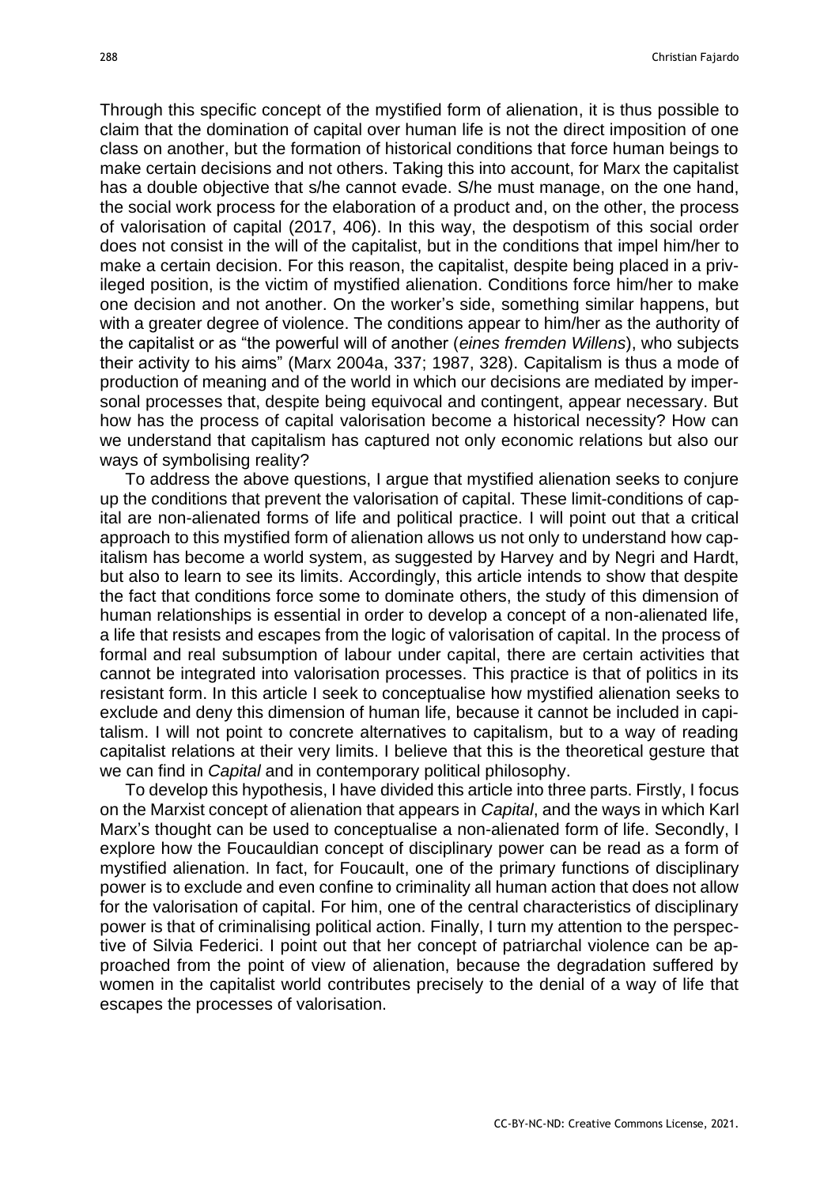Through this specific concept of the mystified form of alienation, it is thus possible to claim that the domination of capital over human life is not the direct imposition of one class on another, but the formation of historical conditions that force human beings to make certain decisions and not others. Taking this into account, for Marx the capitalist has a double objective that s/he cannot evade. S/he must manage, on the one hand, the social work process for the elaboration of a product and, on the other, the process of valorisation of capital (2017, 406). In this way, the despotism of this social order does not consist in the will of the capitalist, but in the conditions that impel him/her to make a certain decision. For this reason, the capitalist, despite being placed in a privileged position, is the victim of mystified alienation. Conditions force him/her to make one decision and not another. On the worker's side, something similar happens, but with a greater degree of violence. The conditions appear to him/her as the authority of the capitalist or as "the powerful will of another (*eines fremden Willens*), who subjects their activity to his aims" (Marx 2004a, 337; 1987, 328). Capitalism is thus a mode of production of meaning and of the world in which our decisions are mediated by impersonal processes that, despite being equivocal and contingent, appear necessary. But how has the process of capital valorisation become a historical necessity? How can we understand that capitalism has captured not only economic relations but also our ways of symbolising reality?

To address the above questions, I argue that mystified alienation seeks to conjure up the conditions that prevent the valorisation of capital. These limit-conditions of capital are non-alienated forms of life and political practice. I will point out that a critical approach to this mystified form of alienation allows us not only to understand how capitalism has become a world system, as suggested by Harvey and by Negri and Hardt, but also to learn to see its limits. Accordingly, this article intends to show that despite the fact that conditions force some to dominate others, the study of this dimension of human relationships is essential in order to develop a concept of a non-alienated life, a life that resists and escapes from the logic of valorisation of capital. In the process of formal and real subsumption of labour under capital, there are certain activities that cannot be integrated into valorisation processes. This practice is that of politics in its resistant form. In this article I seek to conceptualise how mystified alienation seeks to exclude and deny this dimension of human life, because it cannot be included in capitalism. I will not point to concrete alternatives to capitalism, but to a way of reading capitalist relations at their very limits. I believe that this is the theoretical gesture that we can find in *Capital* and in contemporary political philosophy.

To develop this hypothesis, I have divided this article into three parts. Firstly, I focus on the Marxist concept of alienation that appears in *Capital*, and the ways in which Karl Marx's thought can be used to conceptualise a non-alienated form of life. Secondly, I explore how the Foucauldian concept of disciplinary power can be read as a form of mystified alienation. In fact, for Foucault, one of the primary functions of disciplinary power is to exclude and even confine to criminality all human action that does not allow for the valorisation of capital. For him, one of the central characteristics of disciplinary power is that of criminalising political action. Finally, I turn my attention to the perspective of Silvia Federici. I point out that her concept of patriarchal violence can be approached from the point of view of alienation, because the degradation suffered by women in the capitalist world contributes precisely to the denial of a way of life that escapes the processes of valorisation.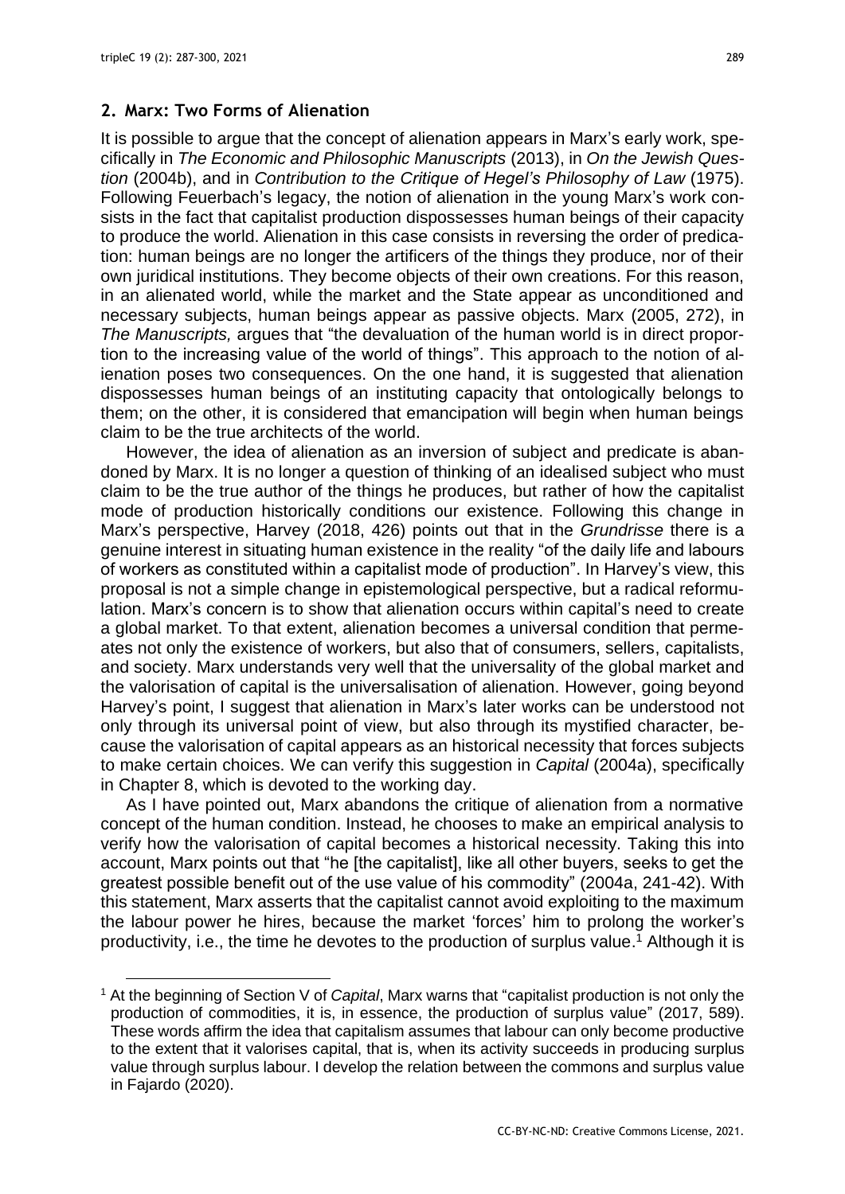## 2. Marx: Two Forms of Alienation

It is possible to argue that the concept of alienation appears in Marx's early work, specifically in *The Economic and Philosophic Manuscripts* (2013), in *On the Jewish Question* (2004b), and in *Contribution to the Critique of Hegel's Philosophy of Law* (1975). Following Feuerbach's legacy, the notion of alienation in the young Marx's work consists in the fact that capitalist production dispossesses human beings of their capacity to produce the world. Alienation in this case consists in reversing the order of predication: human beings are no longer the artificers of the things they produce, nor of their own juridical institutions. They become objects of their own creations. For this reason, in an alienated world, while the market and the State appear as unconditioned and necessary subjects, human beings appear as passive objects. Marx (2005, 272), in *The Manuscripts,* argues that "the devaluation of the human world is in direct proportion to the increasing value of the world of things". This approach to the notion of alienation poses two consequences. On the one hand, it is suggested that alienation dispossesses human beings of an instituting capacity that ontologically belongs to them; on the other, it is considered that emancipation will begin when human beings claim to be the true architects of the world.

However, the idea of alienation as an inversion of subject and predicate is abandoned by Marx. It is no longer a question of thinking of an idealised subject who must claim to be the true author of the things he produces, but rather of how the capitalist mode of production historically conditions our existence. Following this change in Marx's perspective, Harvey (2018, 426) points out that in the *Grundrisse* there is a genuine interest in situating human existence in the reality "of the daily life and labours of workers as constituted within a capitalist mode of production". In Harvey's view, this proposal is not a simple change in epistemological perspective, but a radical reformulation. Marx's concern is to show that alienation occurs within capital's need to create a global market. To that extent, alienation becomes a universal condition that permeates not only the existence of workers, but also that of consumers, sellers, capitalists, and society. Marx understands very well that the universality of the global market and the valorisation of capital is the universalisation of alienation. However, going beyond Harvey's point, I suggest that alienation in Marx's later works can be understood not only through its universal point of view, but also through its mystified character, because the valorisation of capital appears as an historical necessity that forces subjects to make certain choices. We can verify this suggestion in *Capital* (2004a), specifically in Chapter 8, which is devoted to the working day.

As I have pointed out, Marx abandons the critique of alienation from a normative concept of the human condition. Instead, he chooses to make an empirical analysis to verify how the valorisation of capital becomes a historical necessity. Taking this into account, Marx points out that "he [the capitalist], like all other buyers, seeks to get the greatest possible benefit out of the use value of his commodity" (2004a, 241-42). With this statement, Marx asserts that the capitalist cannot avoid exploiting to the maximum the labour power he hires, because the market 'forces' him to prolong the worker's productivity, i.e., the time he devotes to the production of surplus value.[1] Although it is

[1] At the beginning of Section V of *Capital*, Marx warns that "capitalist production is not only the production of commodities, it is, in essence, the production of surplus value" (2017, 589). These words affirm the idea that capitalism assumes that labour can only become productive to the extent that it valorises capital, that is, when its activity succeeds in producing surplus value through surplus labour. I develop the relation between the commons and surplus value in Fajardo (2020).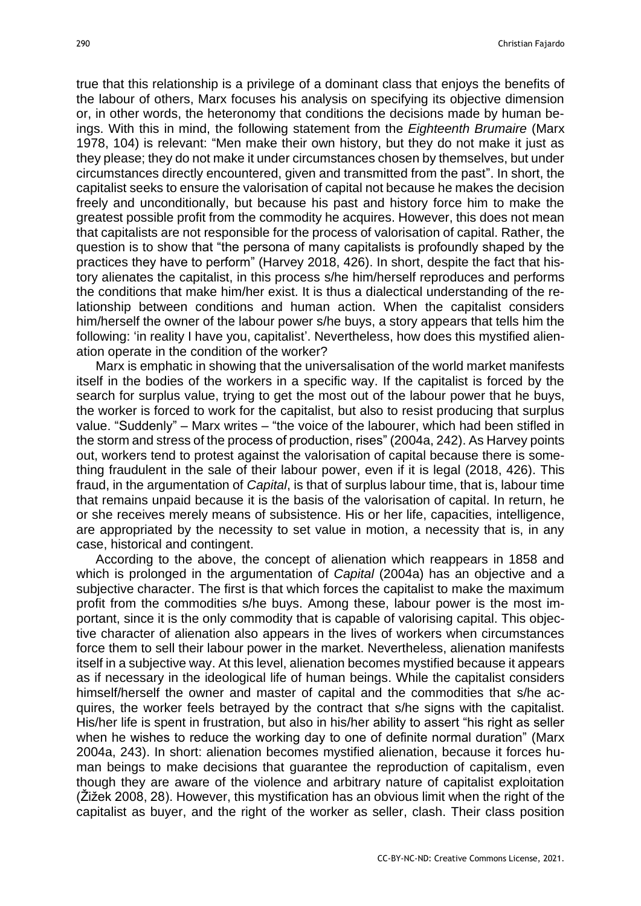true that this relationship is a privilege of a dominant class that enjoys the benefits of the labour of others, Marx focuses his analysis on specifying its objective dimension or, in other words, the heteronomy that conditions the decisions made by human beings. With this in mind, the following statement from the *Eighteenth Brumaire* (Marx 1978, 104) is relevant: "Men make their own history, but they do not make it just as they please; they do not make it under circumstances chosen by themselves, but under circumstances directly encountered, given and transmitted from the past". In short, the capitalist seeks to ensure the valorisation of capital not because he makes the decision freely and unconditionally, but because his past and history force him to make the greatest possible profit from the commodity he acquires. However, this does not mean that capitalists are not responsible for the process of valorisation of capital. Rather, the question is to show that "the persona of many capitalists is profoundly shaped by the practices they have to perform" (Harvey 2018, 426). In short, despite the fact that history alienates the capitalist, in this process s/he him/herself reproduces and performs the conditions that make him/her exist. It is thus a dialectical understanding of the relationship between conditions and human action. When the capitalist considers him/herself the owner of the labour power s/he buys, a story appears that tells him the following: 'in reality I have you, capitalist'. Nevertheless, how does this mystified alienation operate in the condition of the worker?

Marx is emphatic in showing that the universalisation of the world market manifests itself in the bodies of the workers in a specific way. If the capitalist is forced by the search for surplus value, trying to get the most out of the labour power that he buys, the worker is forced to work for the capitalist, but also to resist producing that surplus value. "Suddenly" – Marx writes – "the voice of the labourer, which had been stifled in the storm and stress of the process of production, rises" (2004a, 242). As Harvey points out, workers tend to protest against the valorisation of capital because there is something fraudulent in the sale of their labour power, even if it is legal (2018, 426). This fraud, in the argumentation of *Capital*, is that of surplus labour time, that is, labour time that remains unpaid because it is the basis of the valorisation of capital. In return, he or she receives merely means of subsistence. His or her life, capacities, intelligence, are appropriated by the necessity to set value in motion, a necessity that is, in any case, historical and contingent.

According to the above, the concept of alienation which reappears in 1858 and which is prolonged in the argumentation of *Capital* (2004a) has an objective and a subjective character. The first is that which forces the capitalist to make the maximum profit from the commodities s/he buys. Among these, labour power is the most important, since it is the only commodity that is capable of valorising capital. This objective character of alienation also appears in the lives of workers when circumstances force them to sell their labour power in the market. Nevertheless, alienation manifests itself in a subjective way. At this level, alienation becomes mystified because it appears as if necessary in the ideological life of human beings. While the capitalist considers himself/herself the owner and master of capital and the commodities that s/he acquires, the worker feels betrayed by the contract that s/he signs with the capitalist. His/her life is spent in frustration, but also in his/her ability to assert "his right as seller when he wishes to reduce the working day to one of definite normal duration" (Marx 2004a, 243). In short: alienation becomes mystified alienation, because it forces human beings to make decisions that guarantee the reproduction of capitalism, even though they are aware of the violence and arbitrary nature of capitalist exploitation (Žižek 2008, 28). However, this mystification has an obvious limit when the right of the capitalist as buyer, and the right of the worker as seller, clash. Their class position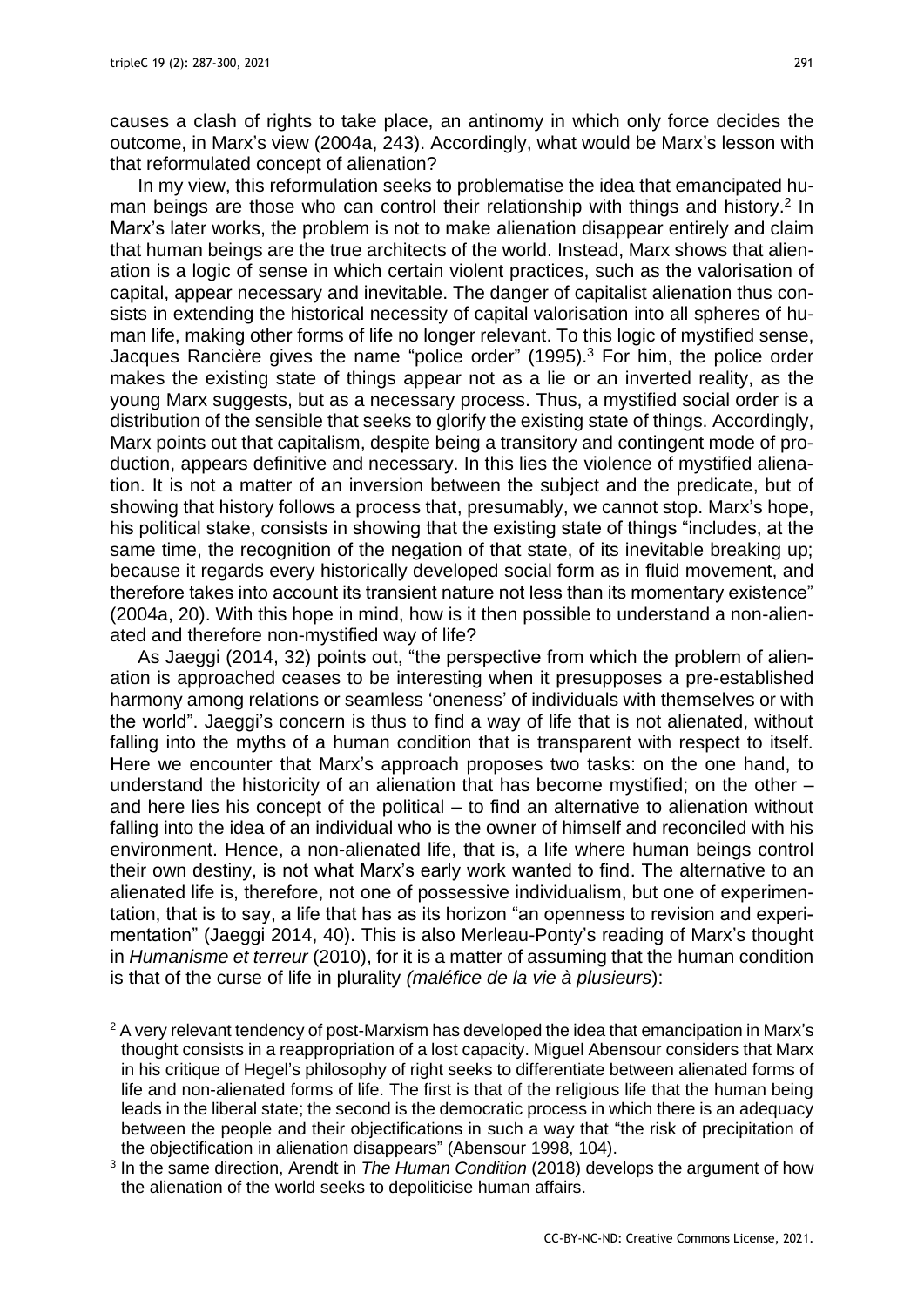causes a clash of rights to take place, an antinomy in which only force decides the outcome, in Marx's view (2004a, 243). Accordingly, what would be Marx's lesson with that reformulated concept of alienation?

In my view, this reformulation seeks to problematise the idea that emancipated human beings are those who can control their relationship with things and history.[2] In Marx's later works, the problem is not to make alienation disappear entirely and claim that human beings are the true architects of the world. Instead, Marx shows that alienation is a logic of sense in which certain violent practices, such as the valorisation of capital, appear necessary and inevitable. The danger of capitalist alienation thus consists in extending the historical necessity of capital valorisation into all spheres of human life, making other forms of life no longer relevant. To this logic of mystified sense, Jacques Rancière gives the name "police order" (1995).[3] For him, the police order makes the existing state of things appear not as a lie or an inverted reality, as the young Marx suggests, but as a necessary process. Thus, a mystified social order is a distribution of the sensible that seeks to glorify the existing state of things. Accordingly, Marx points out that capitalism, despite being a transitory and contingent mode of production, appears definitive and necessary. In this lies the violence of mystified alienation. It is not a matter of an inversion between the subject and the predicate, but of showing that history follows a process that, presumably, we cannot stop. Marx's hope, his political stake, consists in showing that the existing state of things "includes, at the same time, the recognition of the negation of that state, of its inevitable breaking up; because it regards every historically developed social form as in fluid movement, and therefore takes into account its transient nature not less than its momentary existence" (2004a, 20). With this hope in mind, how is it then possible to understand a non-alienated and therefore non-mystified way of life?

As Jaeggi (2014, 32) points out, "the perspective from which the problem of alienation is approached ceases to be interesting when it presupposes a pre-established harmony among relations or seamless 'oneness' of individuals with themselves or with the world". Jaeggi's concern is thus to find a way of life that is not alienated, without falling into the myths of a human condition that is transparent with respect to itself. Here we encounter that Marx's approach proposes two tasks: on the one hand, to understand the historicity of an alienation that has become mystified; on the other – and here lies his concept of the political – to find an alternative to alienation without falling into the idea of an individual who is the owner of himself and reconciled with his environment. Hence, a non-alienated life, that is, a life where human beings control their own destiny, is not what Marx's early work wanted to find. The alternative to an alienated life is, therefore, not one of possessive individualism, but one of experimentation, that is to say, a life that has as its horizon "an openness to revision and experimentation" (Jaeggi 2014, 40). This is also Merleau-Ponty's reading of Marx's thought in *Humanisme et terreur* (2010), for it is a matter of assuming that the human condition is that of the curse of life in plurality *(maléfice de la vie à plusieurs*):

---

[2] A very relevant tendency of post-Marxism has developed the idea that emancipation in Marx's thought consists in a reappropriation of a lost capacity. Miguel Abensour considers that Marx in his critique of Hegel's philosophy of right seeks to differentiate between alienated forms of life and non-alienated forms of life. The first is that of the religious life that the human being leads in the liberal state; the second is the democratic process in which there is an adequacy between the people and their objectifications in such a way that "the risk of precipitation of the objectification in alienation disappears" (Abensour 1998, 104).

[3] In the same direction, Arendt in *The Human Condition* (2018) develops the argument of how the alienation of the world seeks to depoliticise human affairs.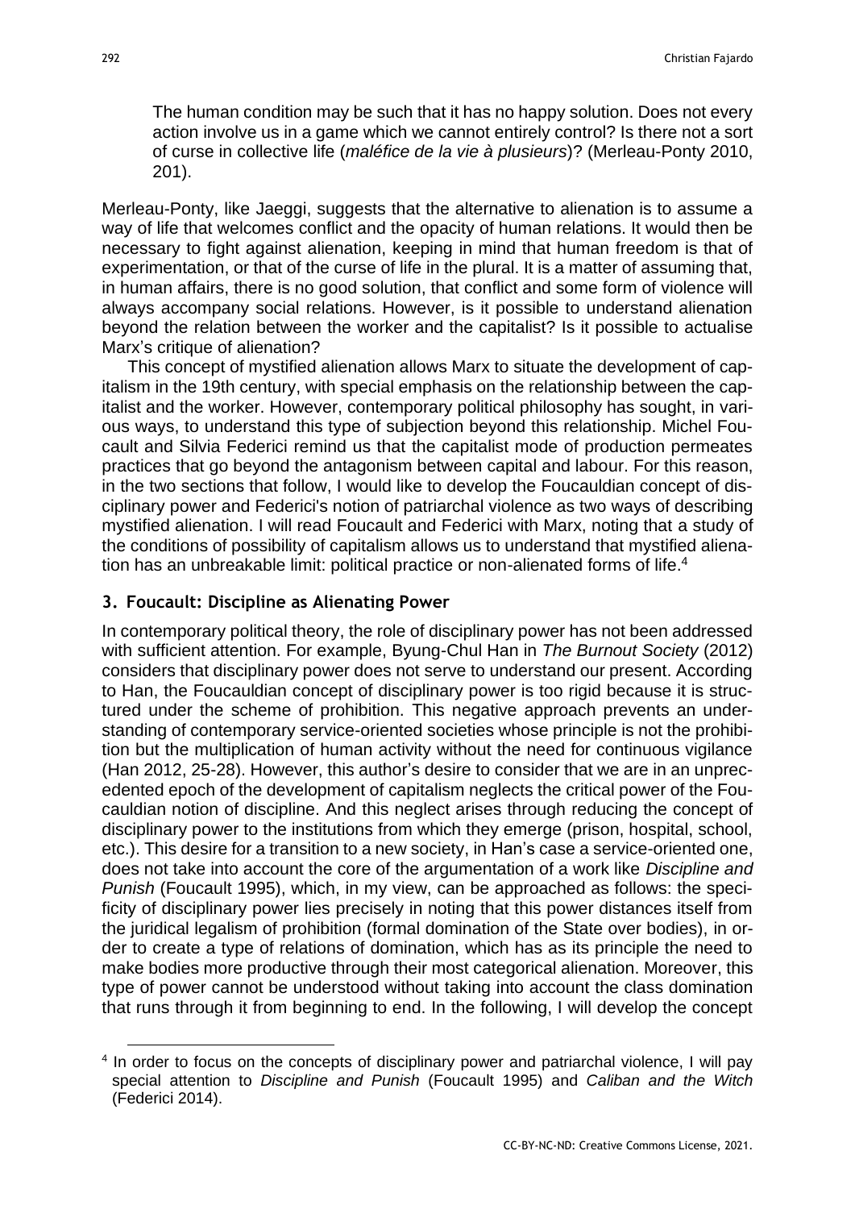> The human condition may be such that it has no happy solution. Does not every action involve us in a game which we cannot entirely control? Is there not a sort of curse in collective life (*maléfice de la vie à plusieurs*)? (Merleau-Ponty 2010, 201).

Merleau-Ponty, like Jaeggi, suggests that the alternative to alienation is to assume a way of life that welcomes conflict and the opacity of human relations. It would then be necessary to fight against alienation, keeping in mind that human freedom is that of experimentation, or that of the curse of life in the plural. It is a matter of assuming that, in human affairs, there is no good solution, that conflict and some form of violence will always accompany social relations. However, is it possible to understand alienation beyond the relation between the worker and the capitalist? Is it possible to actualise Marx's critique of alienation?

This concept of mystified alienation allows Marx to situate the development of capitalism in the 19th century, with special emphasis on the relationship between the capitalist and the worker. However, contemporary political philosophy has sought, in various ways, to understand this type of subjection beyond this relationship. Michel Foucault and Silvia Federici remind us that the capitalist mode of production permeates practices that go beyond the antagonism between capital and labour. For this reason, in the two sections that follow, I would like to develop the Foucauldian concept of disciplinary power and Federici's notion of patriarchal violence as two ways of describing mystified alienation. I will read Foucault and Federici with Marx, noting that a study of the conditions of possibility of capitalism allows us to understand that mystified alienation has an unbreakable limit: political practice or non-alienated forms of life.[4]

## 3. Foucault: Discipline as Alienating Power

In contemporary political theory, the role of disciplinary power has not been addressed with sufficient attention. For example, Byung-Chul Han in *The Burnout Society* (2012) considers that disciplinary power does not serve to understand our present. According to Han, the Foucauldian concept of disciplinary power is too rigid because it is structured under the scheme of prohibition. This negative approach prevents an understanding of contemporary service-oriented societies whose principle is not the prohibition but the multiplication of human activity without the need for continuous vigilance (Han 2012, 25-28). However, this author's desire to consider that we are in an unprecedented epoch of the development of capitalism neglects the critical power of the Foucauldian notion of discipline. And this neglect arises through reducing the concept of disciplinary power to the institutions from which they emerge (prison, hospital, school, etc.). This desire for a transition to a new society, in Han's case a service-oriented one, does not take into account the core of the argumentation of a work like *Discipline and Punish* (Foucault 1995), which, in my view, can be approached as follows: the specificity of disciplinary power lies precisely in noting that this power distances itself from the juridical legalism of prohibition (formal domination of the State over bodies), in order to create a type of relations of domination, which has as its principle the need to make bodies more productive through their most categorical alienation. Moreover, this type of power cannot be understood without taking into account the class domination that runs through it from beginning to end. In the following, I will develop the concept

[4] In order to focus on the concepts of disciplinary power and patriarchal violence, I will pay special attention to *Discipline and Punish* (Foucault 1995) and *Caliban and the Witch* (Federici 2014).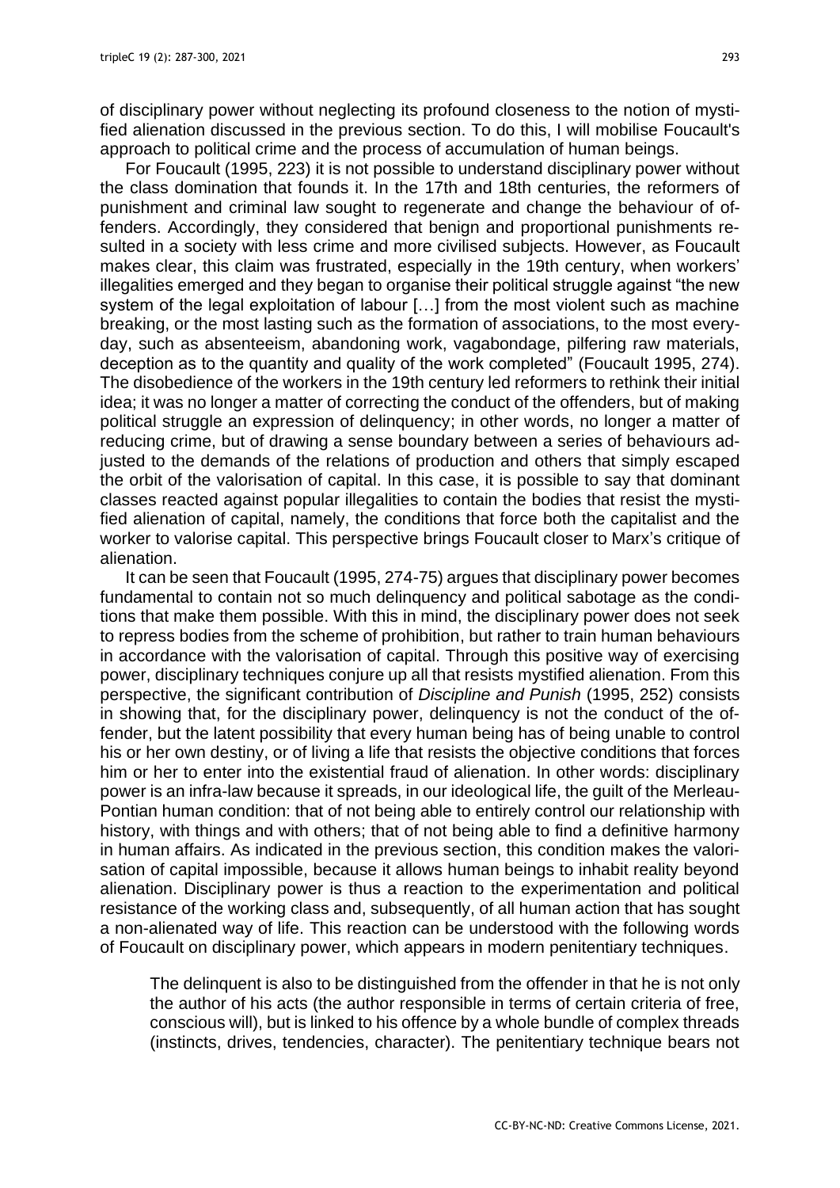of disciplinary power without neglecting its profound closeness to the notion of mystified alienation discussed in the previous section. To do this, I will mobilise Foucault's approach to political crime and the process of accumulation of human beings.

For Foucault (1995, 223) it is not possible to understand disciplinary power without the class domination that founds it. In the 17th and 18th centuries, the reformers of punishment and criminal law sought to regenerate and change the behaviour of offenders. Accordingly, they considered that benign and proportional punishments resulted in a society with less crime and more civilised subjects. However, as Foucault makes clear, this claim was frustrated, especially in the 19th century, when workers' illegalities emerged and they began to organise their political struggle against "the new system of the legal exploitation of labour […] from the most violent such as machine breaking, or the most lasting such as the formation of associations, to the most everyday, such as absenteeism, abandoning work, vagabondage, pilfering raw materials, deception as to the quantity and quality of the work completed" (Foucault 1995, 274). The disobedience of the workers in the 19th century led reformers to rethink their initial idea; it was no longer a matter of correcting the conduct of the offenders, but of making political struggle an expression of delinquency; in other words, no longer a matter of reducing crime, but of drawing a sense boundary between a series of behaviours adjusted to the demands of the relations of production and others that simply escaped the orbit of the valorisation of capital. In this case, it is possible to say that dominant classes reacted against popular illegalities to contain the bodies that resist the mystified alienation of capital, namely, the conditions that force both the capitalist and the worker to valorise capital. This perspective brings Foucault closer to Marx's critique of alienation.

It can be seen that Foucault (1995, 274-75) argues that disciplinary power becomes fundamental to contain not so much delinquency and political sabotage as the conditions that make them possible. With this in mind, the disciplinary power does not seek to repress bodies from the scheme of prohibition, but rather to train human behaviours in accordance with the valorisation of capital. Through this positive way of exercising power, disciplinary techniques conjure up all that resists mystified alienation. From this perspective, the significant contribution of *Discipline and Punish* (1995, 252) consists in showing that, for the disciplinary power, delinquency is not the conduct of the offender, but the latent possibility that every human being has of being unable to control his or her own destiny, or of living a life that resists the objective conditions that forces him or her to enter into the existential fraud of alienation. In other words: disciplinary power is an infra-law because it spreads, in our ideological life, the guilt of the Merleau-Pontian human condition: that of not being able to entirely control our relationship with history, with things and with others; that of not being able to find a definitive harmony in human affairs. As indicated in the previous section, this condition makes the valorisation of capital impossible, because it allows human beings to inhabit reality beyond alienation. Disciplinary power is thus a reaction to the experimentation and political resistance of the working class and, subsequently, of all human action that has sought a non-alienated way of life. This reaction can be understood with the following words of Foucault on disciplinary power, which appears in modern penitentiary techniques.

> The delinquent is also to be distinguished from the offender in that he is not only the author of his acts (the author responsible in terms of certain criteria of free, conscious will), but is linked to his offence by a whole bundle of complex threads (instincts, drives, tendencies, character). The penitentiary technique bears not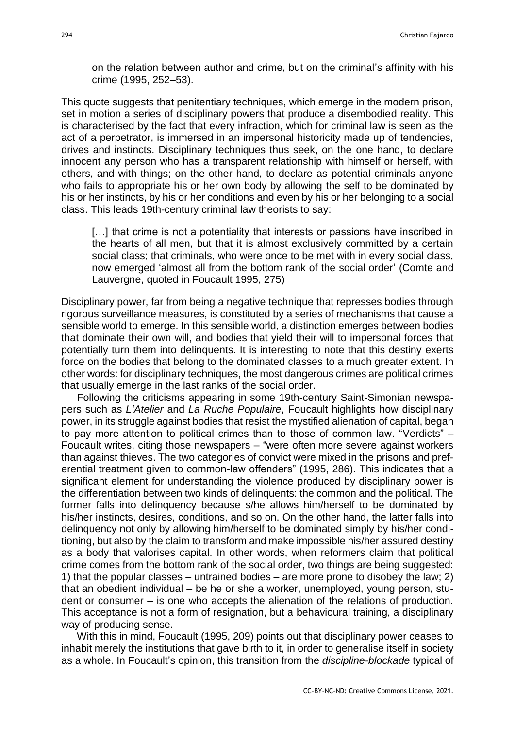on the relation between author and crime, but on the criminal's affinity with his crime (1995, 252–53).

This quote suggests that penitentiary techniques, which emerge in the modern prison, set in motion a series of disciplinary powers that produce a disembodied reality. This is characterised by the fact that every infraction, which for criminal law is seen as the act of a perpetrator, is immersed in an impersonal historicity made up of tendencies, drives and instincts. Disciplinary techniques thus seek, on the one hand, to declare innocent any person who has a transparent relationship with himself or herself, with others, and with things; on the other hand, to declare as potential criminals anyone who fails to appropriate his or her own body by allowing the self to be dominated by his or her instincts, by his or her conditions and even by his or her belonging to a social class. This leads 19th-century criminal law theorists to say:

> […] that crime is not a potentiality that interests or passions have inscribed in the hearts of all men, but that it is almost exclusively committed by a certain social class; that criminals, who were once to be met with in every social class, now emerged 'almost all from the bottom rank of the social order' (Comte and Lauvergne, quoted in Foucault 1995, 275)

Disciplinary power, far from being a negative technique that represses bodies through rigorous surveillance measures, is constituted by a series of mechanisms that cause a sensible world to emerge. In this sensible world, a distinction emerges between bodies that dominate their own will, and bodies that yield their will to impersonal forces that potentially turn them into delinquents. It is interesting to note that this destiny exerts force on the bodies that belong to the dominated classes to a much greater extent. In other words: for disciplinary techniques, the most dangerous crimes are political crimes that usually emerge in the last ranks of the social order.

Following the criticisms appearing in some 19th-century Saint-Simonian newspapers such as *L'Atelier* and *La Ruche Populaire*, Foucault highlights how disciplinary power, in its struggle against bodies that resist the mystified alienation of capital, began to pay more attention to political crimes than to those of common law. "Verdicts" – Foucault writes, citing those newspapers – "were often more severe against workers than against thieves. The two categories of convict were mixed in the prisons and preferential treatment given to common-law offenders" (1995, 286). This indicates that a significant element for understanding the violence produced by disciplinary power is the differentiation between two kinds of delinquents: the common and the political. The former falls into delinquency because s/he allows him/herself to be dominated by his/her instincts, desires, conditions, and so on. On the other hand, the latter falls into delinquency not only by allowing him/herself to be dominated simply by his/her conditioning, but also by the claim to transform and make impossible his/her assured destiny as a body that valorises capital. In other words, when reformers claim that political crime comes from the bottom rank of the social order, two things are being suggested: 1) that the popular classes – untrained bodies – are more prone to disobey the law; 2) that an obedient individual – be he or she a worker, unemployed, young person, student or consumer – is one who accepts the alienation of the relations of production. This acceptance is not a form of resignation, but a behavioural training, a disciplinary way of producing sense.

With this in mind, Foucault (1995, 209) points out that disciplinary power ceases to inhabit merely the institutions that gave birth to it, in order to generalise itself in society as a whole. In Foucault's opinion, this transition from the *discipline-blockade* typical of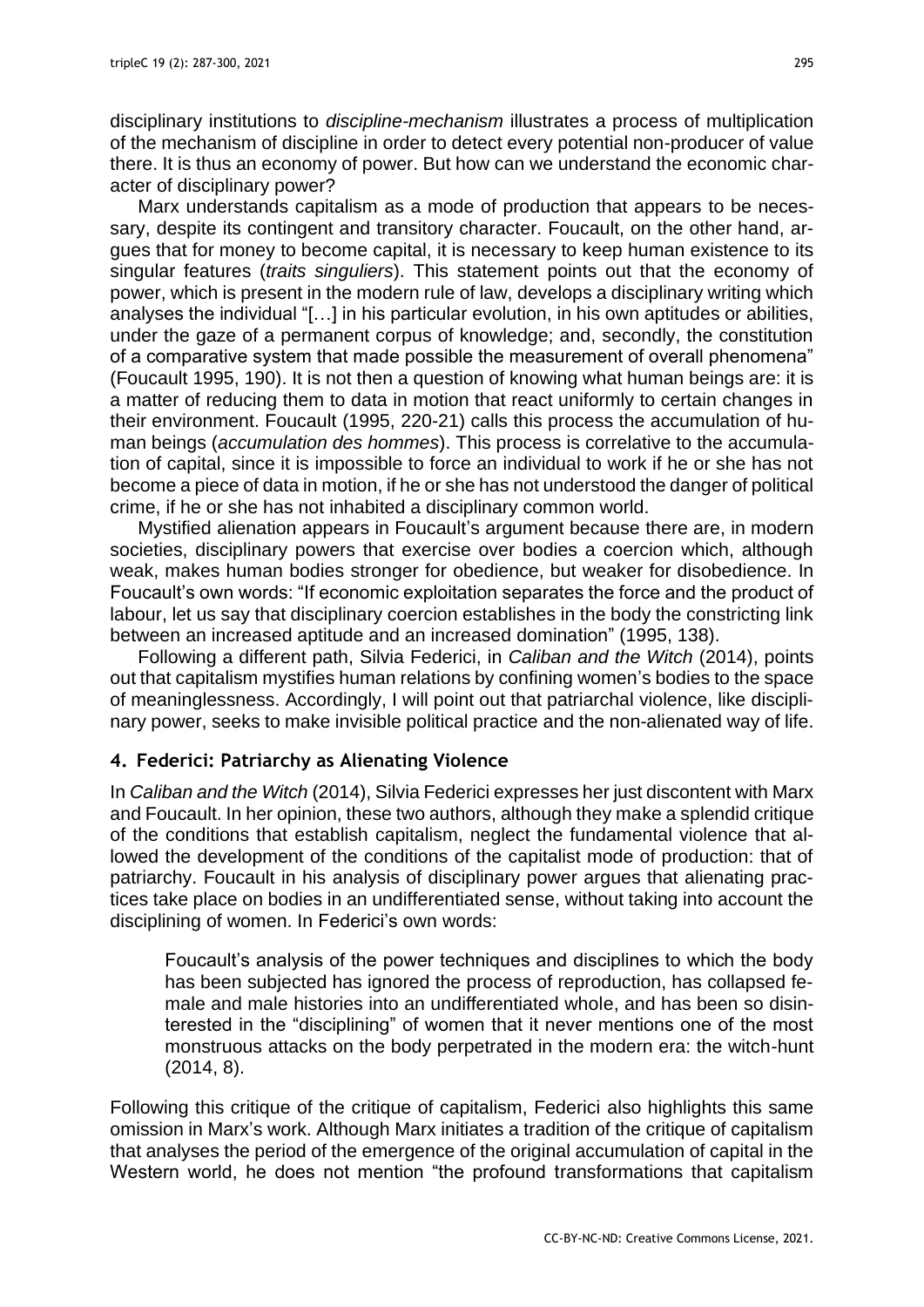disciplinary institutions to *discipline-mechanism* illustrates a process of multiplication of the mechanism of discipline in order to detect every potential non-producer of value there. It is thus an economy of power. But how can we understand the economic character of disciplinary power?

Marx understands capitalism as a mode of production that appears to be necessary, despite its contingent and transitory character. Foucault, on the other hand, argues that for money to become capital, it is necessary to keep human existence to its singular features (*traits singuliers*). This statement points out that the economy of power, which is present in the modern rule of law, develops a disciplinary writing which analyses the individual "[…] in his particular evolution, in his own aptitudes or abilities, under the gaze of a permanent corpus of knowledge; and, secondly, the constitution of a comparative system that made possible the measurement of overall phenomena" (Foucault 1995, 190). It is not then a question of knowing what human beings are: it is a matter of reducing them to data in motion that react uniformly to certain changes in their environment. Foucault (1995, 220-21) calls this process the accumulation of human beings (*accumulation des hommes*). This process is correlative to the accumulation of capital, since it is impossible to force an individual to work if he or she has not become a piece of data in motion, if he or she has not understood the danger of political crime, if he or she has not inhabited a disciplinary common world.

Mystified alienation appears in Foucault's argument because there are, in modern societies, disciplinary powers that exercise over bodies a coercion which, although weak, makes human bodies stronger for obedience, but weaker for disobedience. In Foucault's own words: "If economic exploitation separates the force and the product of labour, let us say that disciplinary coercion establishes in the body the constricting link between an increased aptitude and an increased domination" (1995, 138).

Following a different path, Silvia Federici, in *Caliban and the Witch* (2014), points out that capitalism mystifies human relations by confining women's bodies to the space of meaninglessness. Accordingly, I will point out that patriarchal violence, like disciplinary power, seeks to make invisible political practice and the non-alienated way of life.

## 4. Federici: Patriarchy as Alienating Violence

In *Caliban and the Witch* (2014), Silvia Federici expresses her just discontent with Marx and Foucault. In her opinion, these two authors, although they make a splendid critique of the conditions that establish capitalism, neglect the fundamental violence that allowed the development of the conditions of the capitalist mode of production: that of patriarchy. Foucault in his analysis of disciplinary power argues that alienating practices take place on bodies in an undifferentiated sense, without taking into account the disciplining of women. In Federici's own words:

> Foucault's analysis of the power techniques and disciplines to which the body has been subjected has ignored the process of reproduction, has collapsed female and male histories into an undifferentiated whole, and has been so disinterested in the "disciplining" of women that it never mentions one of the most monstruous attacks on the body perpetrated in the modern era: the witch-hunt (2014, 8).

Following this critique of the critique of capitalism, Federici also highlights this same omission in Marx's work. Although Marx initiates a tradition of the critique of capitalism that analyses the period of the emergence of the original accumulation of capital in the Western world, he does not mention "the profound transformations that capitalism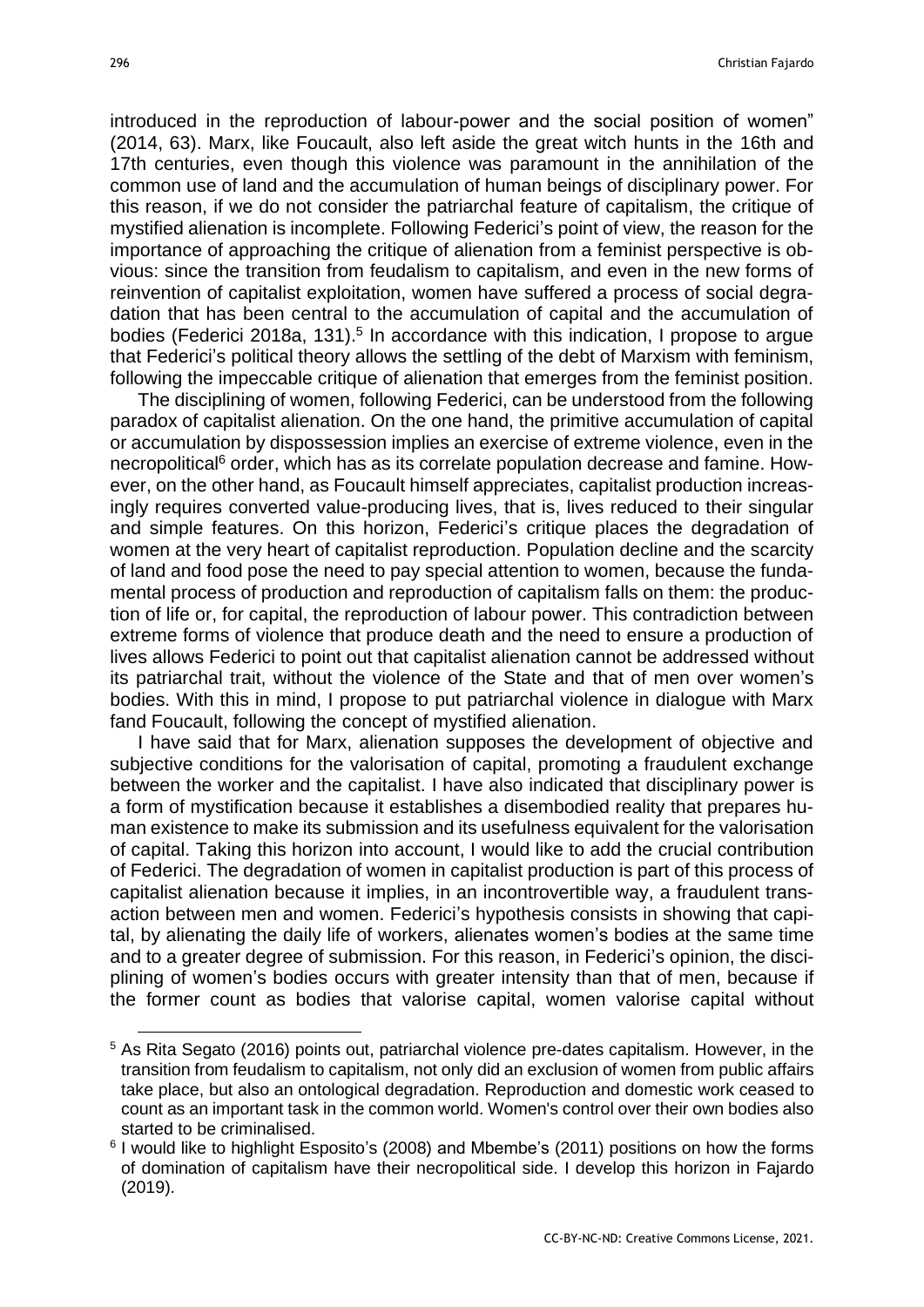introduced in the reproduction of labour-power and the social position of women" (2014, 63). Marx, like Foucault, also left aside the great witch hunts in the 16th and 17th centuries, even though this violence was paramount in the annihilation of the common use of land and the accumulation of human beings of disciplinary power. For this reason, if we do not consider the patriarchal feature of capitalism, the critique of mystified alienation is incomplete. Following Federici's point of view, the reason for the importance of approaching the critique of alienation from a feminist perspective is obvious: since the transition from feudalism to capitalism, and even in the new forms of reinvention of capitalist exploitation, women have suffered a process of social degradation that has been central to the accumulation of capital and the accumulation of bodies (Federici 2018a, 131).[5] In accordance with this indication, I propose to argue that Federici's political theory allows the settling of the debt of Marxism with feminism, following the impeccable critique of alienation that emerges from the feminist position.

The disciplining of women, following Federici, can be understood from the following paradox of capitalist alienation. On the one hand, the primitive accumulation of capital or accumulation by dispossession implies an exercise of extreme violence, even in the necropolitical[6] order, which has as its correlate population decrease and famine. However, on the other hand, as Foucault himself appreciates, capitalist production increasingly requires converted value-producing lives, that is, lives reduced to their singular and simple features. On this horizon, Federici's critique places the degradation of women at the very heart of capitalist reproduction. Population decline and the scarcity of land and food pose the need to pay special attention to women, because the fundamental process of production and reproduction of capitalism falls on them: the production of life or, for capital, the reproduction of labour power. This contradiction between extreme forms of violence that produce death and the need to ensure a production of lives allows Federici to point out that capitalist alienation cannot be addressed without its patriarchal trait, without the violence of the State and that of men over women's bodies. With this in mind, I propose to put patriarchal violence in dialogue with Marx fand Foucault, following the concept of mystified alienation.

I have said that for Marx, alienation supposes the development of objective and subjective conditions for the valorisation of capital, promoting a fraudulent exchange between the worker and the capitalist. I have also indicated that disciplinary power is a form of mystification because it establishes a disembodied reality that prepares human existence to make its submission and its usefulness equivalent for the valorisation of capital. Taking this horizon into account, I would like to add the crucial contribution of Federici. The degradation of women in capitalist production is part of this process of capitalist alienation because it implies, in an incontrovertible way, a fraudulent transaction between men and women. Federici's hypothesis consists in showing that capital, by alienating the daily life of workers, alienates women's bodies at the same time and to a greater degree of submission. For this reason, in Federici's opinion, the disciplining of women's bodies occurs with greater intensity than that of men, because if the former count as bodies that valorise capital, women valorise capital without

[5] As Rita Segato (2016) points out, patriarchal violence pre-dates capitalism. However, in the transition from feudalism to capitalism, not only did an exclusion of women from public affairs take place, but also an ontological degradation. Reproduction and domestic work ceased to count as an important task in the common world. Women's control over their own bodies also started to be criminalised.

[6] I would like to highlight Esposito's (2008) and Mbembe's (2011) positions on how the forms of domination of capitalism have their necropolitical side. I develop this horizon in Fajardo (2019).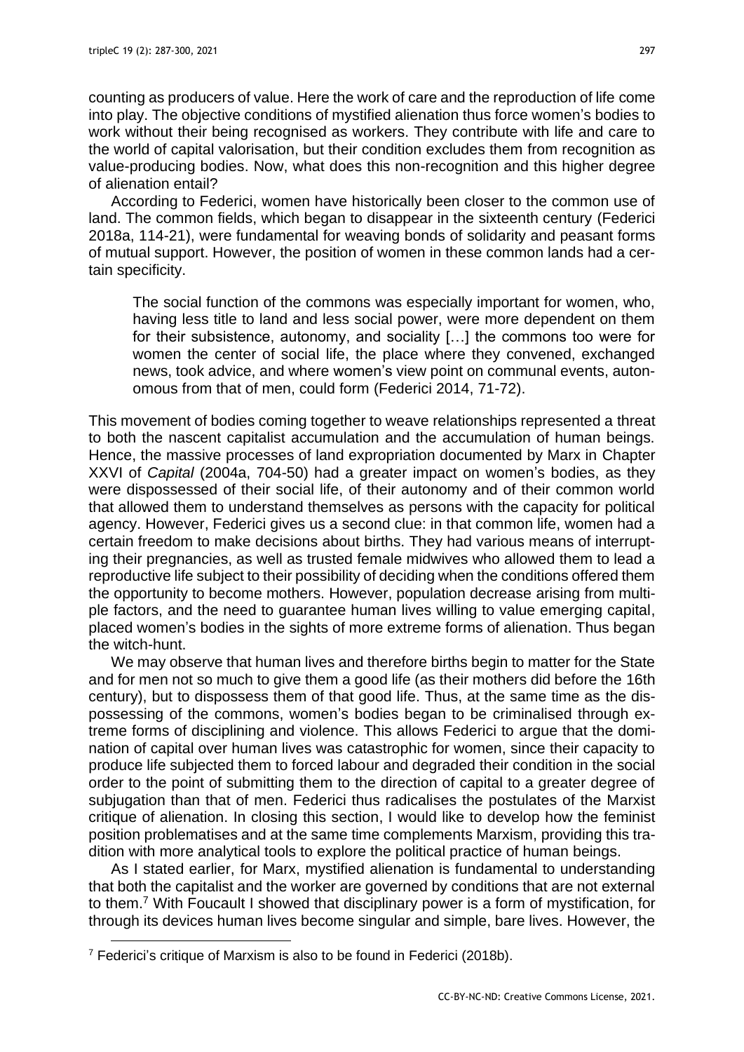counting as producers of value. Here the work of care and the reproduction of life come into play. The objective conditions of mystified alienation thus force women's bodies to work without their being recognised as workers. They contribute with life and care to the world of capital valorisation, but their condition excludes them from recognition as value-producing bodies. Now, what does this non-recognition and this higher degree of alienation entail?

According to Federici, women have historically been closer to the common use of land. The common fields, which began to disappear in the sixteenth century (Federici 2018a, 114-21), were fundamental for weaving bonds of solidarity and peasant forms of mutual support. However, the position of women in these common lands had a certain specificity.

> The social function of the commons was especially important for women, who, having less title to land and less social power, were more dependent on them for their subsistence, autonomy, and sociality […] the commons too were for women the center of social life, the place where they convened, exchanged news, took advice, and where women's view point on communal events, autonomous from that of men, could form (Federici 2014, 71-72).

This movement of bodies coming together to weave relationships represented a threat to both the nascent capitalist accumulation and the accumulation of human beings. Hence, the massive processes of land expropriation documented by Marx in Chapter XXVI of *Capital* (2004a, 704-50) had a greater impact on women's bodies, as they were dispossessed of their social life, of their autonomy and of their common world that allowed them to understand themselves as persons with the capacity for political agency. However, Federici gives us a second clue: in that common life, women had a certain freedom to make decisions about births. They had various means of interrupting their pregnancies, as well as trusted female midwives who allowed them to lead a reproductive life subject to their possibility of deciding when the conditions offered them the opportunity to become mothers. However, population decrease arising from multiple factors, and the need to guarantee human lives willing to value emerging capital, placed women's bodies in the sights of more extreme forms of alienation. Thus began the witch-hunt.

We may observe that human lives and therefore births begin to matter for the State and for men not so much to give them a good life (as their mothers did before the 16th century), but to dispossess them of that good life. Thus, at the same time as the dispossessing of the commons, women's bodies began to be criminalised through extreme forms of disciplining and violence. This allows Federici to argue that the domination of capital over human lives was catastrophic for women, since their capacity to produce life subjected them to forced labour and degraded their condition in the social order to the point of submitting them to the direction of capital to a greater degree of subjugation than that of men. Federici thus radicalises the postulates of the Marxist critique of alienation. In closing this section, I would like to develop how the feminist position problematises and at the same time complements Marxism, providing this tradition with more analytical tools to explore the political practice of human beings.

As I stated earlier, for Marx, mystified alienation is fundamental to understanding that both the capitalist and the worker are governed by conditions that are not external to them.[7] With Foucault I showed that disciplinary power is a form of mystification, for through its devices human lives become singular and simple, bare lives. However, the

[7] Federici's critique of Marxism is also to be found in Federici (2018b).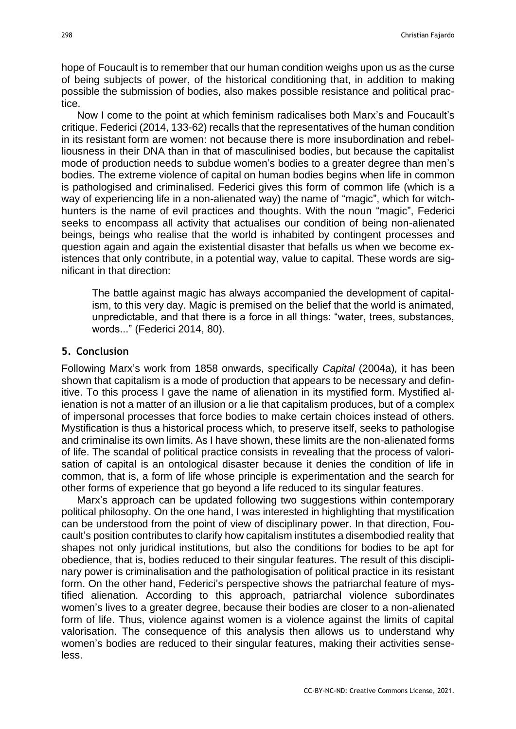hope of Foucault is to remember that our human condition weighs upon us as the curse of being subjects of power, of the historical conditioning that, in addition to making possible the submission of bodies, also makes possible resistance and political practice.

Now I come to the point at which feminism radicalises both Marx's and Foucault's critique. Federici (2014, 133-62) recalls that the representatives of the human condition in its resistant form are women: not because there is more insubordination and rebelliousness in their DNA than in that of masculinised bodies, but because the capitalist mode of production needs to subdue women's bodies to a greater degree than men's bodies. The extreme violence of capital on human bodies begins when life in common is pathologised and criminalised. Federici gives this form of common life (which is a way of experiencing life in a non-alienated way) the name of "magic", which for witch-hunters is the name of evil practices and thoughts. With the noun "magic", Federici seeks to encompass all activity that actualises our condition of being non-alienated beings, beings who realise that the world is inhabited by contingent processes and question again and again the existential disaster that befalls us when we become existences that only contribute, in a potential way, value to capital. These words are significant in that direction:

> The battle against magic has always accompanied the development of capitalism, to this very day. Magic is premised on the belief that the world is animated, unpredictable, and that there is a force in all things: "water, trees, substances, words..." (Federici 2014, 80).

## 5. Conclusion

Following Marx's work from 1858 onwards, specifically *Capital* (2004a)*,* it has been shown that capitalism is a mode of production that appears to be necessary and definitive. To this process I gave the name of alienation in its mystified form. Mystified alienation is not a matter of an illusion or a lie that capitalism produces, but of a complex of impersonal processes that force bodies to make certain choices instead of others. Mystification is thus a historical process which, to preserve itself, seeks to pathologise and criminalise its own limits. As I have shown, these limits are the non-alienated forms of life. The scandal of political practice consists in revealing that the process of valorisation of capital is an ontological disaster because it denies the condition of life in common, that is, a form of life whose principle is experimentation and the search for other forms of experience that go beyond a life reduced to its singular features.

Marx's approach can be updated following two suggestions within contemporary political philosophy. On the one hand, I was interested in highlighting that mystification can be understood from the point of view of disciplinary power. In that direction, Foucault's position contributes to clarify how capitalism institutes a disembodied reality that shapes not only juridical institutions, but also the conditions for bodies to be apt for obedience, that is, bodies reduced to their singular features. The result of this disciplinary power is criminalisation and the pathologisation of political practice in its resistant form. On the other hand, Federici's perspective shows the patriarchal feature of mystified alienation. According to this approach, patriarchal violence subordinates women's lives to a greater degree, because their bodies are closer to a non-alienated form of life. Thus, violence against women is a violence against the limits of capital valorisation. The consequence of this analysis then allows us to understand why women's bodies are reduced to their singular features, making their activities senseless.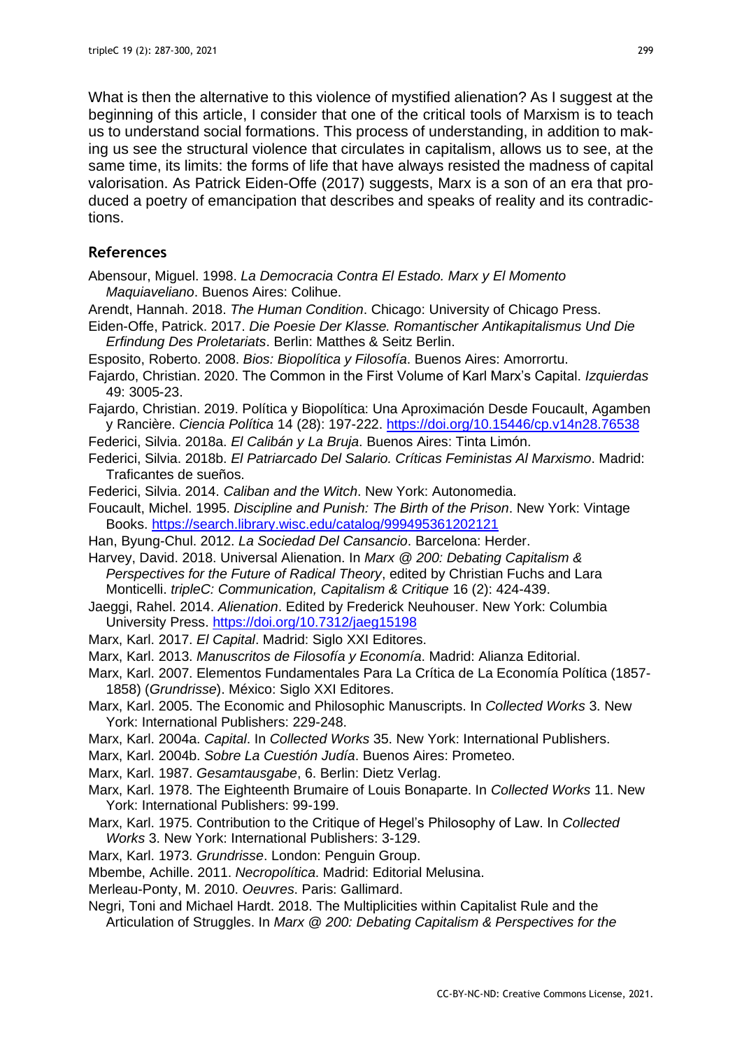What is then the alternative to this violence of mystified alienation? As I suggest at the beginning of this article, I consider that one of the critical tools of Marxism is to teach us to understand social formations. This process of understanding, in addition to making us see the structural violence that circulates in capitalism, allows us to see, at the same time, its limits: the forms of life that have always resisted the madness of capital valorisation. As Patrick Eiden-Offe (2017) suggests, Marx is a son of an era that produced a poetry of emancipation that describes and speaks of reality and its contradictions.

## References

Abensour, Miguel. 1998. *La Democracia Contra El Estado. Marx y El Momento Maquiaveliano*. Buenos Aires: Colihue.

Arendt, Hannah. 2018. *The Human Condition*. Chicago: University of Chicago Press.

Eiden-Offe, Patrick. 2017. *Die Poesie Der Klasse. Romantischer Antikapitalismus Und Die Erfindung Des Proletariats*. Berlin: Matthes & Seitz Berlin.

Esposito, Roberto. 2008. *Bios: Biopolítica y Filosofía*. Buenos Aires: Amorrortu.

Fajardo, Christian. 2020. The Common in the First Volume of Karl Marx's Capital. *Izquierdas* 49: 3005-23.

Fajardo, Christian. 2019. Política y Biopolítica: Una Aproximación Desde Foucault, Agamben y Rancière. *Ciencia Política* 14 (28): 197-222. https://doi.org/10.15446/cp.v14n28.76538

Federici, Silvia. 2018a. *El Calibán y La Bruja*. Buenos Aires: Tinta Limón.

Federici, Silvia. 2018b. *El Patriarcado Del Salario. Críticas Feministas Al Marxismo*. Madrid: Traficantes de sueños.

Federici, Silvia. 2014. *Caliban and the Witch*. New York: Autonomedia.

Foucault, Michel. 1995. *Discipline and Punish: The Birth of the Prison*. New York: Vintage Books. https://search.library.wisc.edu/catalog/999495361202121

Han, Byung-Chul. 2012. *La Sociedad Del Cansancio*. Barcelona: Herder.

Harvey, David. 2018. Universal Alienation. In *Marx @ 200: Debating Capitalism & Perspectives for the Future of Radical Theory*, edited by Christian Fuchs and Lara Monticelli. *tripleC: Communication, Capitalism & Critique* 16 (2): 424-439.

Jaeggi, Rahel. 2014. *Alienation*. Edited by Frederick Neuhouser. New York: Columbia University Press. https://doi.org/10.7312/jaeg15198

Marx, Karl. 2017. *El Capital*. Madrid: Siglo XXI Editores.

Marx, Karl. 2013. *Manuscritos de Filosofía y Economía*. Madrid: Alianza Editorial.

Marx, Karl. 2007. Elementos Fundamentales Para La Crítica de La Economía Política (1857-1858) (*Grundrisse*). México: Siglo XXI Editores.

Marx, Karl. 2005. The Economic and Philosophic Manuscripts. In *Collected Works* 3. New York: International Publishers: 229-248.

Marx, Karl. 2004a. *Capital*. In *Collected Works* 35. New York: International Publishers.

Marx, Karl. 2004b. *Sobre La Cuestión Judía*. Buenos Aires: Prometeo.

Marx, Karl. 1987. *Gesamtausgabe*, 6. Berlin: Dietz Verlag.

Marx, Karl. 1978. The Eighteenth Brumaire of Louis Bonaparte. In *Collected Works* 11. New York: International Publishers: 99-199.

Marx, Karl. 1975. Contribution to the Critique of Hegel's Philosophy of Law. In *Collected Works* 3. New York: International Publishers: 3-129.

Marx, Karl. 1973. *Grundrisse*. London: Penguin Group.

Mbembe, Achille. 2011. *Necropolítica*. Madrid: Editorial Melusina.

Merleau-Ponty, M. 2010. *Oeuvres*. Paris: Gallimard.

Negri, Toni and Michael Hardt. 2018. The Multiplicities within Capitalist Rule and the Articulation of Struggles. In *Marx @ 200: Debating Capitalism & Perspectives for the*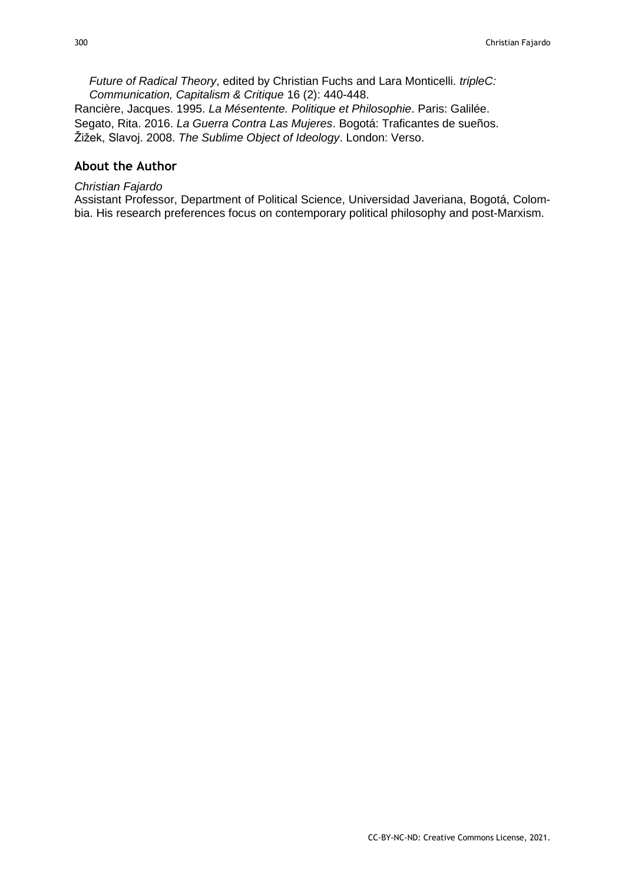*Future of Radical Theory*, edited by Christian Fuchs and Lara Monticelli. *tripleC: Communication, Capitalism & Critique* 16 (2): 440-448.

Rancière, Jacques. 1995. *La Mésentente. Politique et Philosophie*. Paris: Galilée.

Segato, Rita. 2016. *La Guerra Contra Las Mujeres*. Bogotá: Traficantes de sueños.

Žižek, Slavoj. 2008. *The Sublime Object of Ideology*. London: Verso.

## About the Author

*Christian Fajardo*

Assistant Professor, Department of Political Science, Universidad Javeriana, Bogotá, Colombia. His research preferences focus on contemporary political philosophy and post-Marxism.

CC-BY-NC-ND: Creative Commons License, 2021.